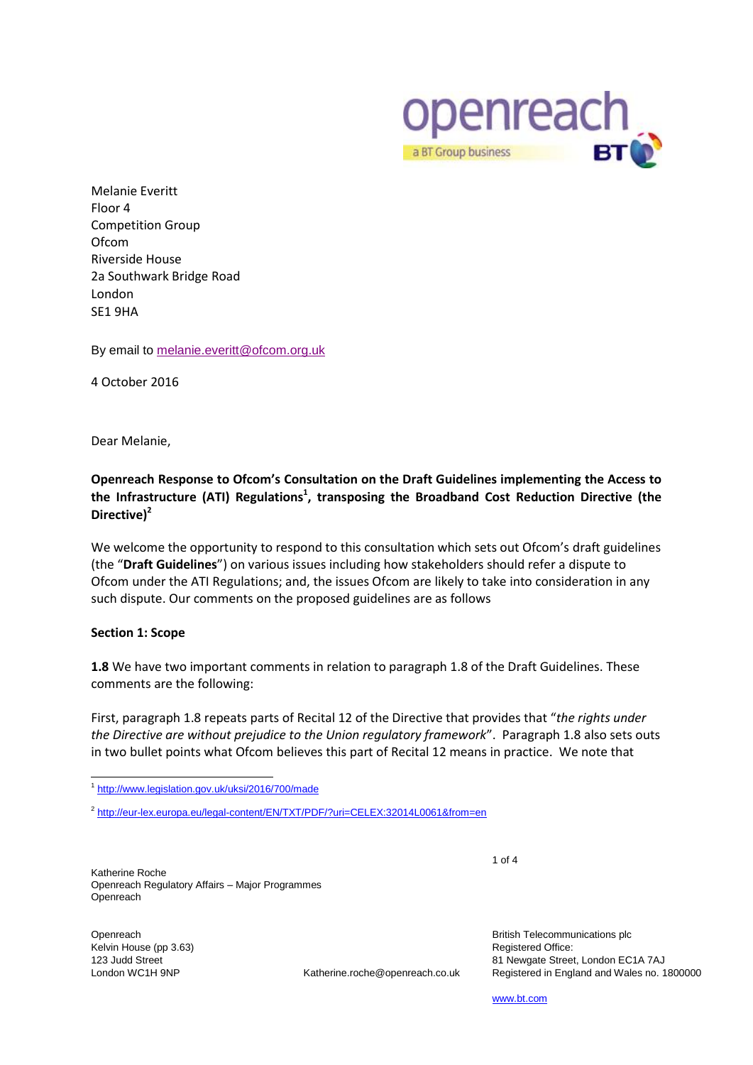Melanie Everitt
Floor 4
Competition Group
Ofcom
Riverside House
2a Southwark Bridge Road
London
SE1 9HA

By email to melanie.everitt@ofcom.org.uk

4 October 2016

Dear Melanie,

**Openreach Response to Ofcom's Consultation on the Draft Guidelines implementing the Access to the Infrastructure (ATI) Regulations[1], transposing the Broadband Cost Reduction Directive (the Directive)[2]**

We welcome the opportunity to respond to this consultation which sets out Ofcom's draft guidelines (the "**Draft Guidelines**") on various issues including how stakeholders should refer a dispute to Ofcom under the ATI Regulations; and, the issues Ofcom are likely to take into consideration in any such dispute. Our comments on the proposed guidelines are as follows

**Section 1: Scope**

**1.8** We have two important comments in relation to paragraph 1.8 of the Draft Guidelines. These comments are the following:

First, paragraph 1.8 repeats parts of Recital 12 of the Directive that provides that "*the rights under the Directive are without prejudice to the Union regulatory framework*". Paragraph 1.8 also sets outs in two bullet points what Ofcom believes this part of Recital 12 means in practice. We note that

---

[1] http://www.legislation.gov.uk/uksi/2016/700/made

[2] http://eur-lex.europa.eu/legal-content/EN/TXT/PDF/?uri=CELEX:32014L0061&from=en

Katherine Roche
Openreach Regulatory Affairs – Major Programmes
Openreach

Openreach
Kelvin House (pp 3.63)
123 Judd Street
London WC1H 9NP

Katherine.roche@openreach.co.uk

British Telecommunications plc
Registered Office:
81 Newgate Street, London EC1A 7AJ
Registered in England and Wales no. 1800000

www.bt.com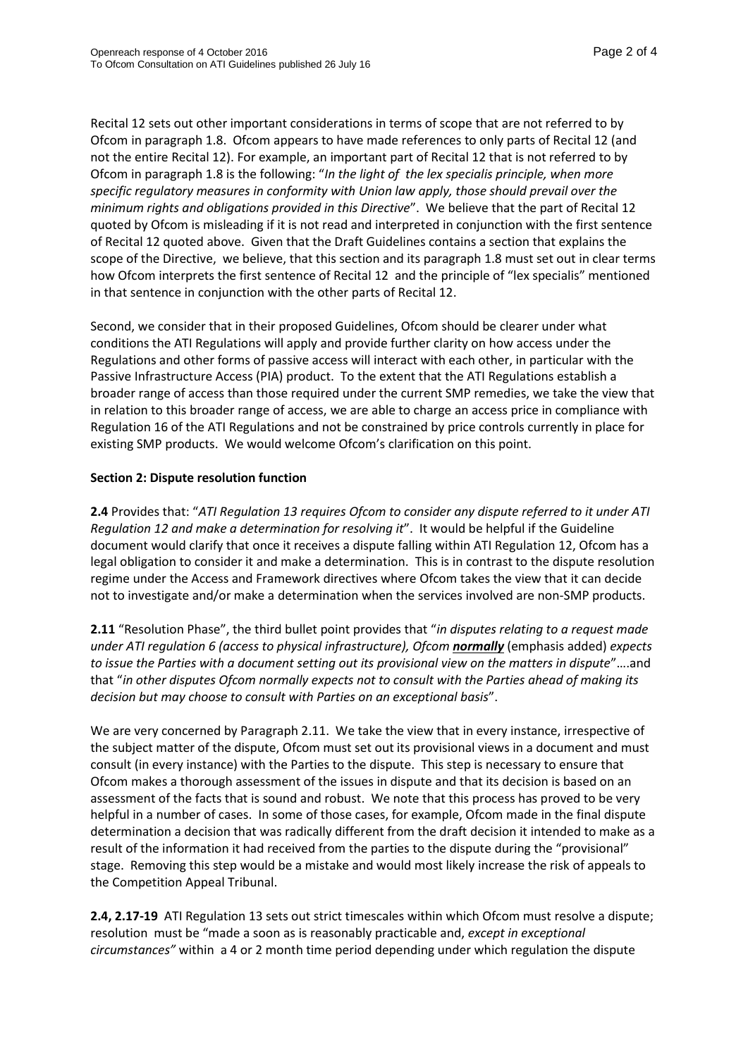Recital 12 sets out other important considerations in terms of scope that are not referred to by Ofcom in paragraph 1.8. Ofcom appears to have made references to only parts of Recital 12 (and not the entire Recital 12). For example, an important part of Recital 12 that is not referred to by Ofcom in paragraph 1.8 is the following: "*In the light of the lex specialis principle, when more specific regulatory measures in conformity with Union law apply, those should prevail over the minimum rights and obligations provided in this Directive*". We believe that the part of Recital 12 quoted by Ofcom is misleading if it is not read and interpreted in conjunction with the first sentence of Recital 12 quoted above. Given that the Draft Guidelines contains a section that explains the scope of the Directive, we believe, that this section and its paragraph 1.8 must set out in clear terms how Ofcom interprets the first sentence of Recital 12 and the principle of "lex specialis" mentioned in that sentence in conjunction with the other parts of Recital 12.

Second, we consider that in their proposed Guidelines, Ofcom should be clearer under what conditions the ATI Regulations will apply and provide further clarity on how access under the Regulations and other forms of passive access will interact with each other, in particular with the Passive Infrastructure Access (PIA) product. To the extent that the ATI Regulations establish a broader range of access than those required under the current SMP remedies, we take the view that in relation to this broader range of access, we are able to charge an access price in compliance with Regulation 16 of the ATI Regulations and not be constrained by price controls currently in place for existing SMP products. We would welcome Ofcom's clarification on this point.

**Section 2: Dispute resolution function**

**2.4** Provides that: "*ATI Regulation 13 requires Ofcom to consider any dispute referred to it under ATI Regulation 12 and make a determination for resolving it*". It would be helpful if the Guideline document would clarify that once it receives a dispute falling within ATI Regulation 12, Ofcom has a legal obligation to consider it and make a determination. This is in contrast to the dispute resolution regime under the Access and Framework directives where Ofcom takes the view that it can decide not to investigate and/or make a determination when the services involved are non-SMP products.

**2.11** "Resolution Phase", the third bullet point provides that "*in disputes relating to a request made under ATI regulation 6 (access to physical infrastructure), Ofcom* ***normally*** (emphasis added) *expects to issue the Parties with a document setting out its provisional view on the matters in dispute*"….and that "*in other disputes Ofcom normally expects not to consult with the Parties ahead of making its decision but may choose to consult with Parties on an exceptional basis*".

We are very concerned by Paragraph 2.11. We take the view that in every instance, irrespective of the subject matter of the dispute, Ofcom must set out its provisional views in a document and must consult (in every instance) with the Parties to the dispute. This step is necessary to ensure that Ofcom makes a thorough assessment of the issues in dispute and that its decision is based on an assessment of the facts that is sound and robust. We note that this process has proved to be very helpful in a number of cases. In some of those cases, for example, Ofcom made in the final dispute determination a decision that was radically different from the draft decision it intended to make as a result of the information it had received from the parties to the dispute during the "provisional" stage. Removing this step would be a mistake and would most likely increase the risk of appeals to the Competition Appeal Tribunal.

**2.4, 2.17-19** ATI Regulation 13 sets out strict timescales within which Ofcom must resolve a dispute; resolution must be "made a soon as is reasonably practicable and, *except in exceptional circumstances"* within a 4 or 2 month time period depending under which regulation the dispute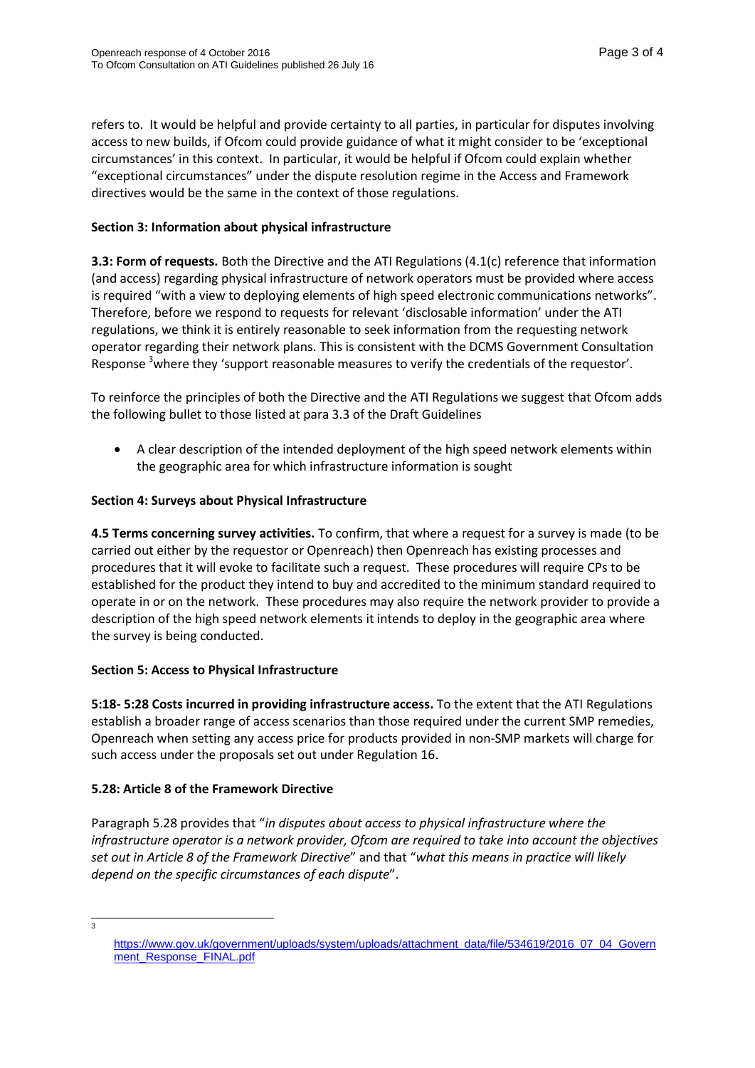refers to. It would be helpful and provide certainty to all parties, in particular for disputes involving access to new builds, if Ofcom could provide guidance of what it might consider to be 'exceptional circumstances' in this context. In particular, it would be helpful if Ofcom could explain whether "exceptional circumstances" under the dispute resolution regime in the Access and Framework directives would be the same in the context of those regulations.

**Section 3: Information about physical infrastructure**

**3.3: Form of requests.** Both the Directive and the ATI Regulations (4.1(c) reference that information (and access) regarding physical infrastructure of network operators must be provided where access is required "with a view to deploying elements of high speed electronic communications networks". Therefore, before we respond to requests for relevant 'disclosable information' under the ATI regulations, we think it is entirely reasonable to seek information from the requesting network operator regarding their network plans. This is consistent with the DCMS Government Consultation Response [3]where they 'support reasonable measures to verify the credentials of the requestor'.

To reinforce the principles of both the Directive and the ATI Regulations we suggest that Ofcom adds the following bullet to those listed at para 3.3 of the Draft Guidelines

- A clear description of the intended deployment of the high speed network elements within the geographic area for which infrastructure information is sought

**Section 4: Surveys about Physical Infrastructure**

**4.5 Terms concerning survey activities.** To confirm, that where a request for a survey is made (to be carried out either by the requestor or Openreach) then Openreach has existing processes and procedures that it will evoke to facilitate such a request. These procedures will require CPs to be established for the product they intend to buy and accredited to the minimum standard required to operate in or on the network. These procedures may also require the network provider to provide a description of the high speed network elements it intends to deploy in the geographic area where the survey is being conducted.

**Section 5: Access to Physical Infrastructure**

**5:18- 5:28 Costs incurred in providing infrastructure access.** To the extent that the ATI Regulations establish a broader range of access scenarios than those required under the current SMP remedies, Openreach when setting any access price for products provided in non-SMP markets will charge for such access under the proposals set out under Regulation 16.

**5.28: Article 8 of the Framework Directive**

Paragraph 5.28 provides that "*in disputes about access to physical infrastructure where the infrastructure operator is a network provider, Ofcom are required to take into account the objectives set out in Article 8 of the Framework Directive*" and that "*what this means in practice will likely depend on the specific circumstances of each dispute*".

---

[3] https://www.gov.uk/government/uploads/system/uploads/attachment_data/file/534619/2016_07_04_Government_Response_FINAL.pdf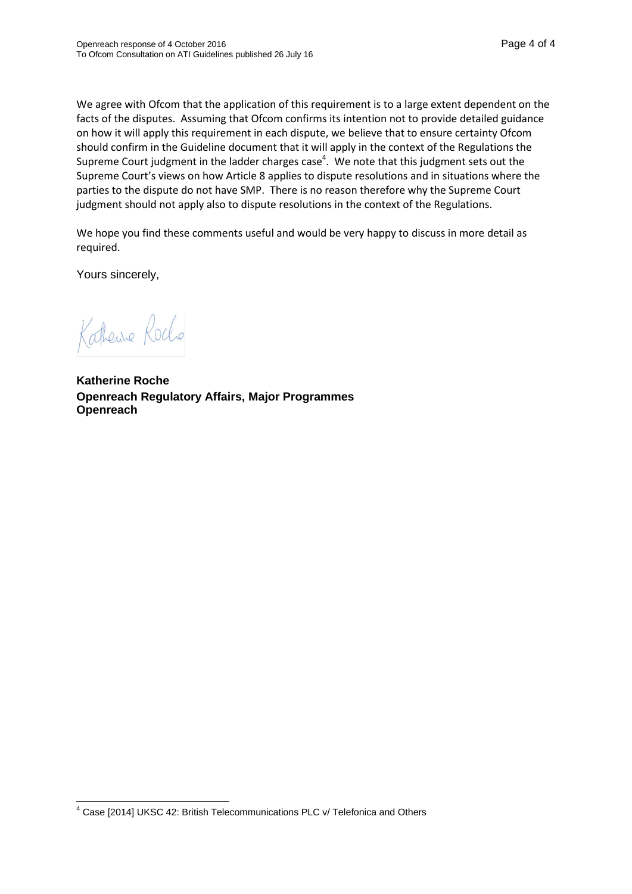We agree with Ofcom that the application of this requirement is to a large extent dependent on the facts of the disputes. Assuming that Ofcom confirms its intention not to provide detailed guidance on how it will apply this requirement in each dispute, we believe that to ensure certainty Ofcom should confirm in the Guideline document that it will apply in the context of the Regulations the Supreme Court judgment in the ladder charges case[4]. We note that this judgment sets out the Supreme Court's views on how Article 8 applies to dispute resolutions and in situations where the parties to the dispute do not have SMP. There is no reason therefore why the Supreme Court judgment should not apply also to dispute resolutions in the context of the Regulations.

We hope you find these comments useful and would be very happy to discuss in more detail as required.

Yours sincerely,

Katherine Roche

**Katherine Roche**
**Openreach Regulatory Affairs, Major Programmes**
**Openreach**

[4] Case [2014] UKSC 42: British Telecommunications PLC v/ Telefonica and Others